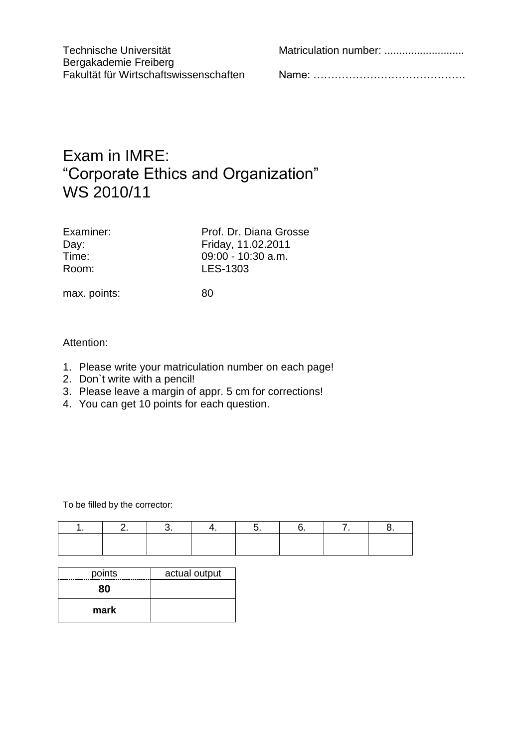Technische Universität
Bergakademie Freiberg
Fakultät für Wirtschaftswissenschaften

Matriculation number: ...........................

Name: …………………………………….

# Exam in IMRE:
# "Corporate Ethics and Organization"
# WS 2010/11

| | |
|---|---|
| Examiner: | Prof. Dr. Diana Grosse |
| Day: | Friday, 11.02.2011 |
| Time: | 09:00 - 10:30 a.m. |
| Room: | LES-1303 |
| max. points: | 80 |

Attention:

1. Please write your matriculation number on each page!
2. Don`t write with a pencil!
3. Please leave a margin of appr. 5 cm for corrections!
4. You can get 10 points for each question.

To be filled by the corrector:

| 1. | 2. | 3. | 4. | 5. | 6. | 7. | 8. |
|---|---|---|---|---|---|---|---|
| | | | | | | | |

| points | actual output |
|---|---|
| **80** | |
| **mark** | |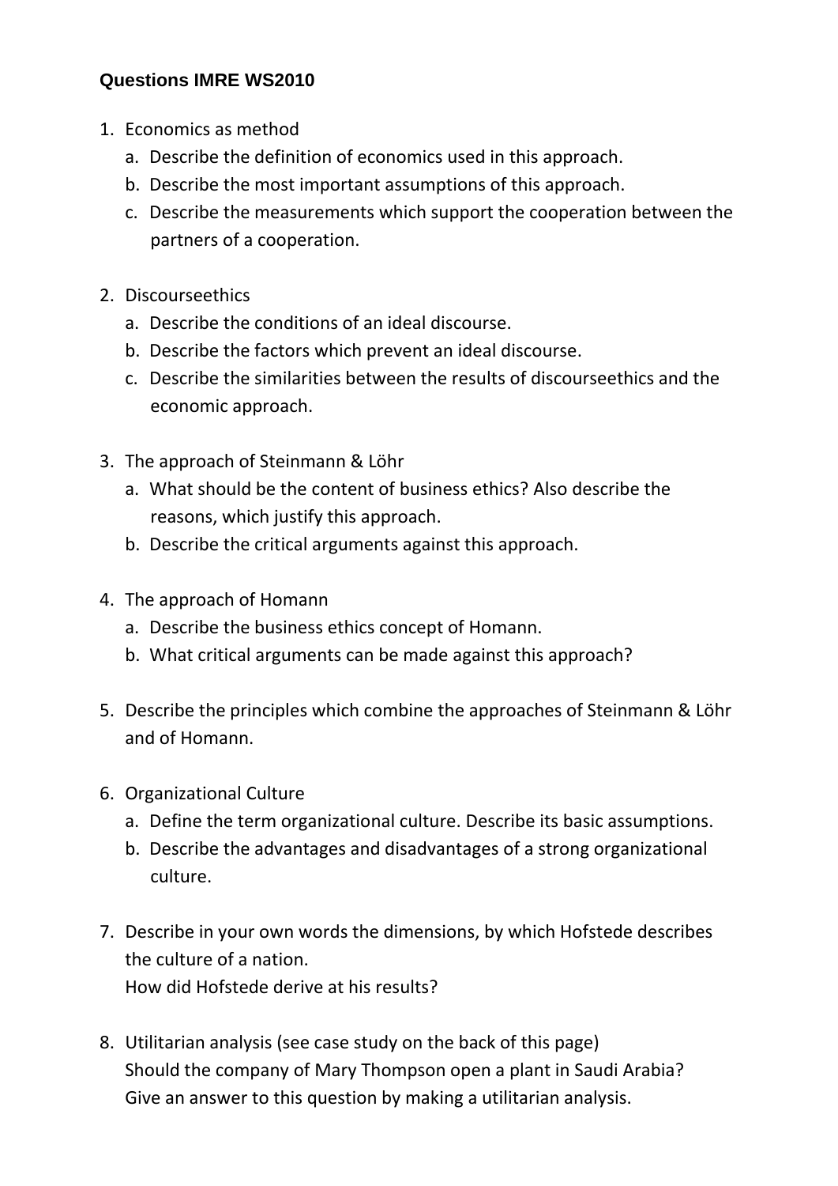**Questions IMRE WS2010**

1. Economics as method
   a. Describe the definition of economics used in this approach.
   b. Describe the most important assumptions of this approach.
   c. Describe the measurements which support the cooperation between the partners of a cooperation.

2. Discourseethics
   a. Describe the conditions of an ideal discourse.
   b. Describe the factors which prevent an ideal discourse.
   c. Describe the similarities between the results of discourseethics and the economic approach.

3. The approach of Steinmann & Löhr
   a. What should be the content of business ethics? Also describe the reasons, which justify this approach.
   b. Describe the critical arguments against this approach.

4. The approach of Homann
   a. Describe the business ethics concept of Homann.
   b. What critical arguments can be made against this approach?

5. Describe the principles which combine the approaches of Steinmann & Löhr and of Homann.

6. Organizational Culture
   a. Define the term organizational culture. Describe its basic assumptions.
   b. Describe the advantages and disadvantages of a strong organizational culture.

7. Describe in your own words the dimensions, by which Hofstede describes the culture of a nation.
   How did Hofstede derive at his results?

8. Utilitarian analysis (see case study on the back of this page)
   Should the company of Mary Thompson open a plant in Saudi Arabia?
   Give an answer to this question by making a utilitarian analysis.